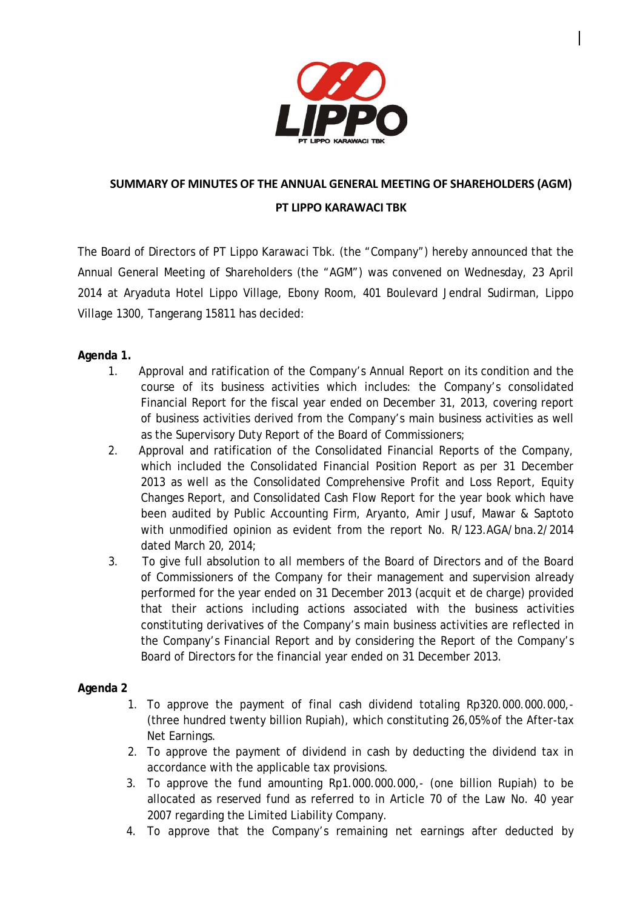**SUMMARY OF MINUTES OF THE ANNUAL GENERAL MEETING OF SHAREHOLDERS (AGM)**

**PT LIPPO KARAWACI TBK**

The Board of Directors of PT Lippo Karawaci Tbk. (the "Company") hereby announced that the Annual General Meeting of Shareholders (the "AGM") was convened on Wednesday, 23 April 2014 at Aryaduta Hotel Lippo Village, Ebony Room, 401 Boulevard Jendral Sudirman, Lippo Village 1300, Tangerang 15811 has decided:

**Agenda 1.**

1. Approval and ratification of the Company's Annual Report on its condition and the course of its business activities which includes: the Company's consolidated Financial Report for the fiscal year ended on December 31, 2013, covering report of business activities derived from the Company's main business activities as well as the Supervisory Duty Report of the Board of Commissioners;
2. Approval and ratification of the Consolidated Financial Reports of the Company, which included the Consolidated Financial Position Report as per 31 December 2013 as well as the Consolidated Comprehensive Profit and Loss Report, Equity Changes Report, and Consolidated Cash Flow Report for the year book which have been audited by Public Accounting Firm, Aryanto, Amir Jusuf, Mawar & Saptoto with unmodified opinion as evident from the report No. R/123.AGA/bna.2/2014 dated March 20, 2014;
3. To give full absolution to all members of the Board of Directors and of the Board of Commissioners of the Company for their management and supervision already performed for the year ended on 31 December 2013 (acquit et de charge) provided that their actions including actions associated with the business activities constituting derivatives of the Company's main business activities are reflected in the Company's Financial Report and by considering the Report of the Company's Board of Directors for the financial year ended on 31 December 2013.

**Agenda 2**

1. To approve the payment of final cash dividend totaling Rp320.000.000.000,- (three hundred twenty billion Rupiah), which constituting 26,05% of the After-tax Net Earnings.
2. To approve the payment of dividend in cash by deducting the dividend tax in accordance with the applicable tax provisions.
3. To approve the fund amounting Rp1.000.000.000,- (one billion Rupiah) to be allocated as reserved fund as referred to in Article 70 of the Law No. 40 year 2007 regarding the Limited Liability Company.
4. To approve that the Company's remaining net earnings after deducted by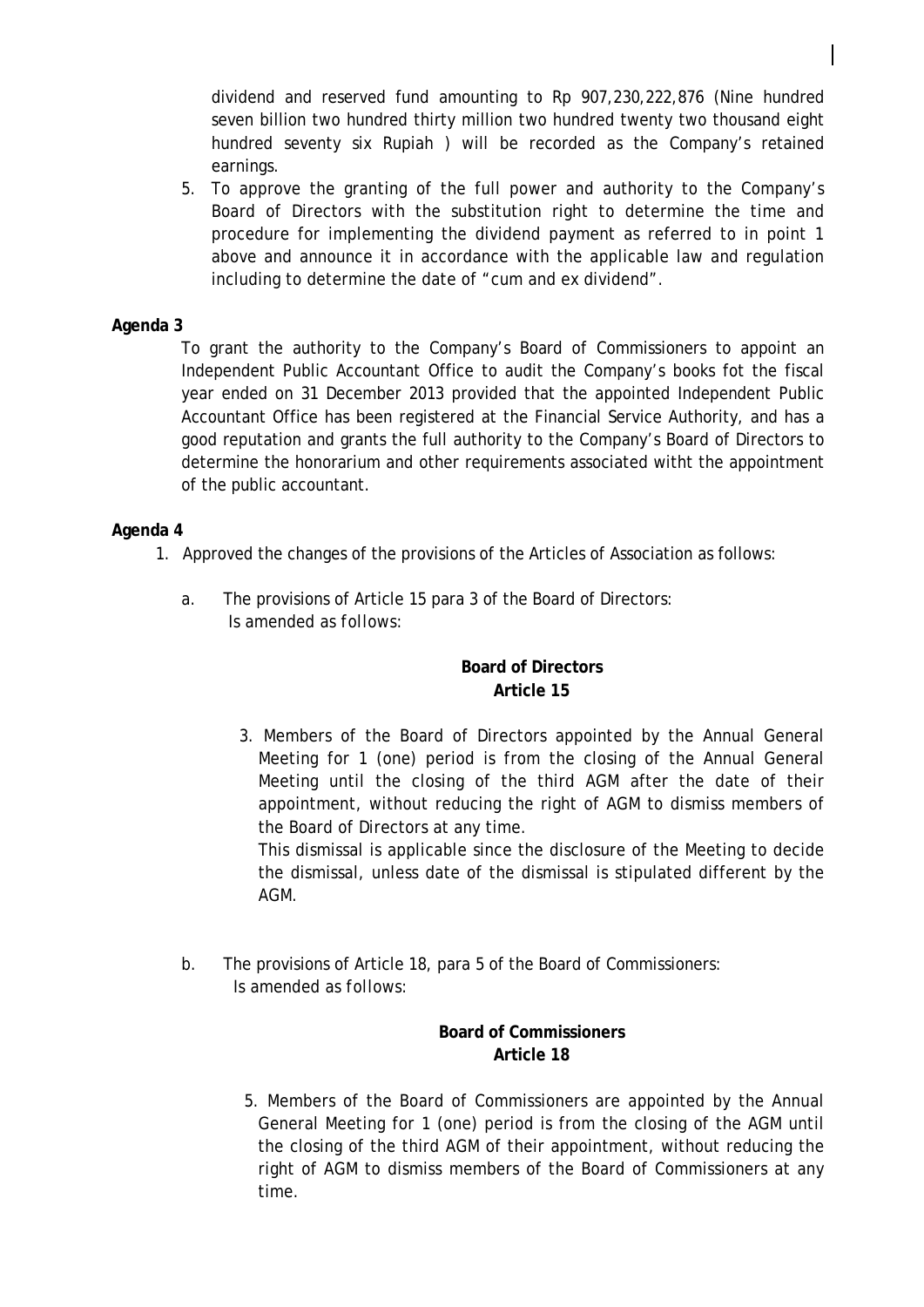dividend and reserved fund amounting to Rp 907,230,222,876 (Nine hundred seven billion two hundred thirty million two hundred twenty two thousand eight hundred seventy six Rupiah ) will be recorded as the Company's retained earnings.

5. To approve the granting of the full power and authority to the Company's Board of Directors with the substitution right to determine the time and procedure for implementing the dividend payment as referred to in point 1 above and announce it in accordance with the applicable law and regulation including to determine the date of "cum and ex dividend".

**Agenda 3**

To grant the authority to the Company's Board of Commissioners to appoint an Independent Public Accountant Office to audit the Company's books fot the fiscal year ended on 31 December 2013 provided that the appointed Independent Public Accountant Office has been registered at the Financial Service Authority, and has a good reputation and grants the full authority to the Company's Board of Directors to determine the honorarium and other requirements associated witht the appointment of the public accountant.

**Agenda 4**

1. Approved the changes of the provisions of the Articles of Association as follows:

   a. The provisions of Article 15 para 3 of the Board of Directors:
   Is amended as follows:

   **Board of Directors**
   **Article 15**

   3. Members of the Board of Directors appointed by the Annual General Meeting for 1 (one) period is from the closing of the Annual General Meeting until the closing of the third AGM after the date of their appointment, without reducing the right of AGM to dismiss members of the Board of Directors at any time.
   This dismissal is applicable since the disclosure of the Meeting to decide the dismissal, unless date of the dismissal is stipulated different by the AGM.

   b. The provisions of Article 18, para 5 of the Board of Commissioners:
   Is amended as follows:

   **Board of Commissioners**
   **Article 18**

   5. Members of the Board of Commissioners are appointed by the Annual General Meeting for 1 (one) period is from the closing of the AGM until the closing of the third AGM of their appointment, without reducing the right of AGM to dismiss members of the Board of Commissioners at any time.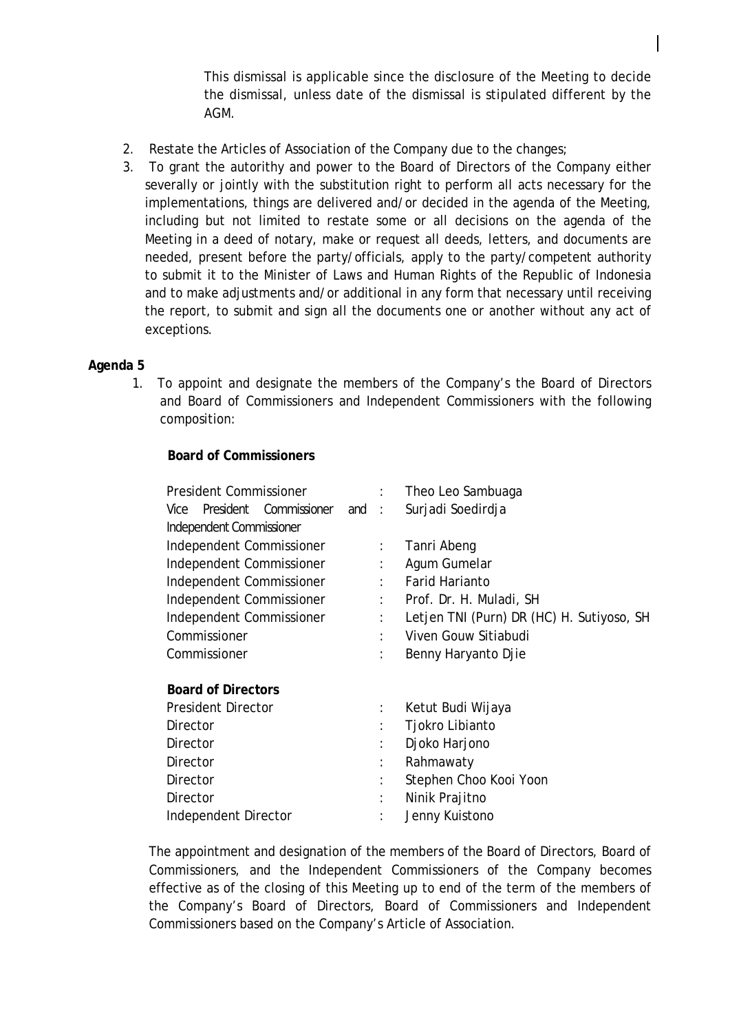This dismissal is applicable since the disclosure of the Meeting to decide the dismissal, unless date of the dismissal is stipulated different by the AGM.

2. Restate the Articles of Association of the Company due to the changes;
3. To grant the autorithy and power to the Board of Directors of the Company either severally or jointly with the substitution right to perform all acts necessary for the implementations, things are delivered and/or decided in the agenda of the Meeting, including but not limited to restate some or all decisions on the agenda of the Meeting in a deed of notary, make or request all deeds, letters, and documents are needed, present before the party/officials, apply to the party/competent authority to submit it to the Minister of Laws and Human Rights of the Republic of Indonesia and to make adjustments and/or additional in any form that necessary until receiving the report, to submit and sign all the documents one or another without any act of exceptions.

**Agenda 5**

1. To appoint and designate the members of the Company's the Board of Directors and Board of Commissioners and Independent Commissioners with the following composition:

**Board of Commissioners**

| | | |
|---|---|---|
| President Commissioner | : | Theo Leo Sambuaga |
| Vice President Commissioner and Independent Commissioner | : | Surjadi Soedirdja |
| Independent Commissioner | : | Tanri Abeng |
| Independent Commissioner | : | Agum Gumelar |
| Independent Commissioner | : | Farid Harianto |
| Independent Commissioner | : | Prof. Dr. H. Muladi, SH |
| Independent Commissioner | : | Letjen TNI (Purn) DR (HC) H. Sutiyoso, SH |
| Commissioner | : | Viven Gouw Sitiabudi |
| Commissioner | : | Benny Haryanto Djie |

**Board of Directors**

| | | |
|---|---|---|
| President Director | : | Ketut Budi Wijaya |
| Director | : | Tjokro Libianto |
| Director | : | Djoko Harjono |
| Director | : | Rahmawaty |
| Director | : | Stephen Choo Kooi Yoon |
| Director | : | Ninik Prajitno |
| Independent Director | : | Jenny Kuistono |

The appointment and designation of the members of the Board of Directors, Board of Commissioners, and the Independent Commissioners of the Company becomes effective as of the closing of this Meeting up to end of the term of the members of the Company's Board of Directors, Board of Commissioners and Independent Commissioners based on the Company's Article of Association.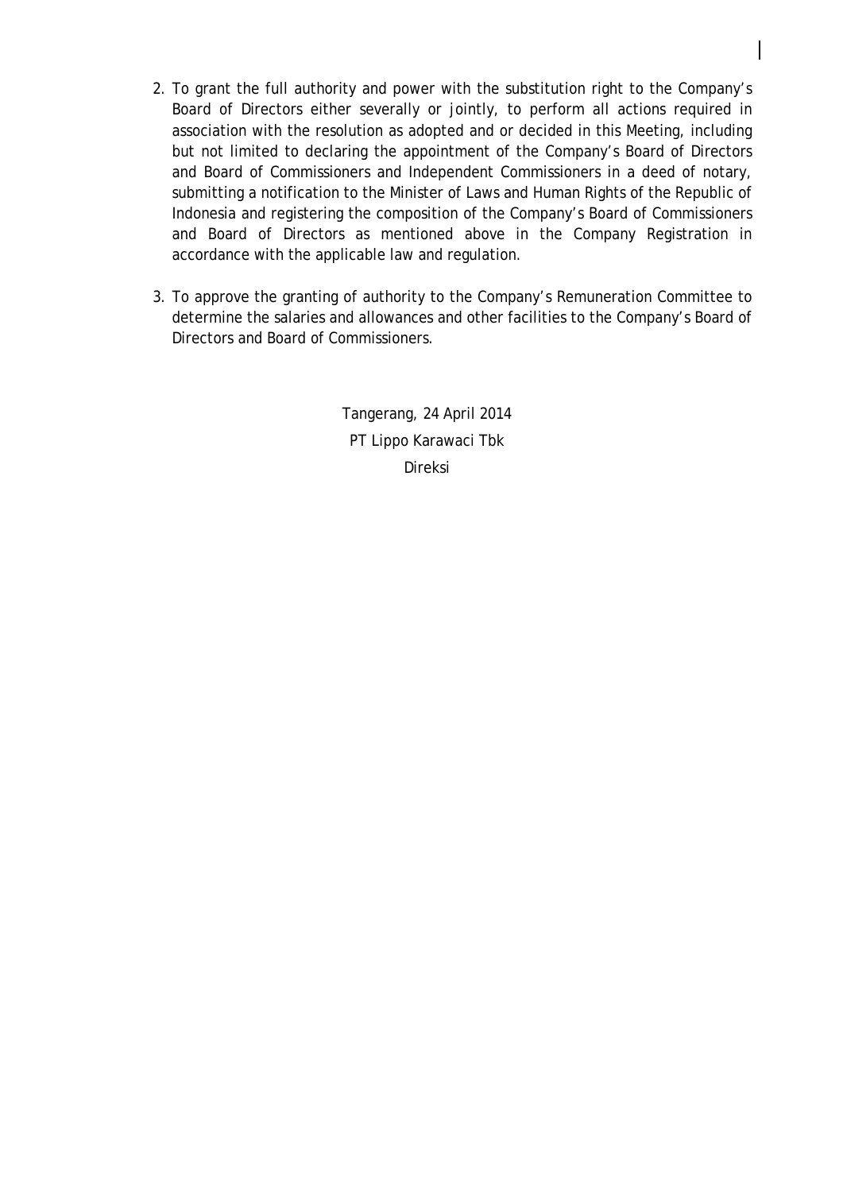2. To grant the full authority and power with the substitution right to the Company's Board of Directors either severally or jointly, to perform all actions required in association with the resolution as adopted and or decided in this Meeting, including but not limited to declaring the appointment of the Company's Board of Directors and Board of Commissioners and Independent Commissioners in a deed of notary, submitting a notification to the Minister of Laws and Human Rights of the Republic of Indonesia and registering the composition of the Company's Board of Commissioners and Board of Directors as mentioned above in the Company Registration in accordance with the applicable law and regulation.

3. To approve the granting of authority to the Company's Remuneration Committee to determine the salaries and allowances and other facilities to the Company's Board of Directors and Board of Commissioners.

Tangerang, 24 April 2014

PT Lippo Karawaci Tbk

Direksi